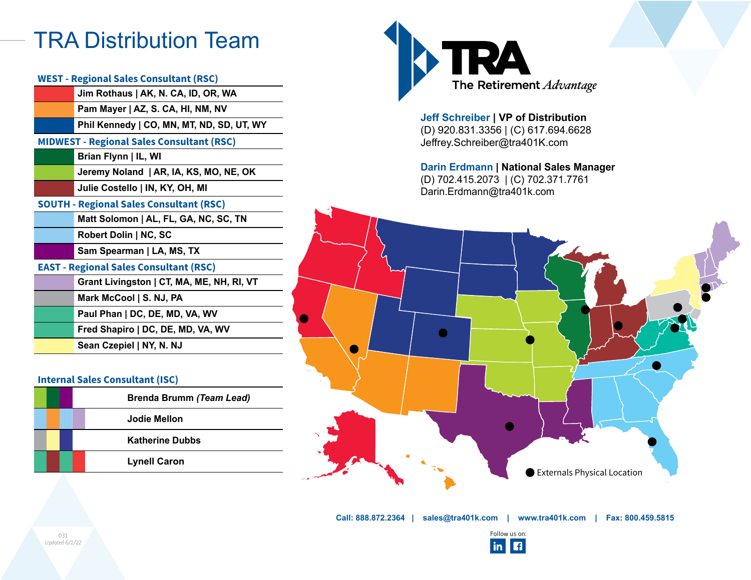# TRA Distribution Team

**TRA**
The Retirement *Advantage*

**Jeff Schreiber | VP of Distribution**
(D) 920.831.3356 | (C) 617.694.6628
Jeffrey.Schreiber@tra401K.com

**Darin Erdmann | National Sales Manager**
(D) 702.415.2073 | (C) 702.371.7761
Darin.Erdmann@tra401k.com

## WEST - Regional Sales Consultant (RSC)

- **Jim Rothaus | AK, N. CA, ID, OR, WA**
- **Pam Mayer | AZ, S. CA, HI, NM, NV**
- **Phil Kennedy | CO, MN, MT, ND, SD, UT, WY**

## MIDWEST - Regional Sales Consultant (RSC)

- **Brian Flynn | IL, WI**
- **Jeremy Noland | AR, IA, KS, MO, NE, OK**
- **Julie Costello | IN, KY, OH, MI**

## SOUTH - Regional Sales Consultant (RSC)

- **Matt Solomon | AL, FL, GA, NC, SC, TN**
- **Robert Dolin | NC, SC**
- **Sam Spearman | LA, MS, TX**

## EAST - Regional Sales Consultant (RSC)

- **Grant Livingston | CT, MA, ME, NH, RI, VT**
- **Mark McCool | S. NJ, PA**
- **Paul Phan | DC, DE, MD, VA, WV**
- **Fred Shapiro | DC, DE, MD, VA, WV**
- **Sean Czepiel | NY, N. NJ**

## Internal Sales Consultant (ISC)

- **Brenda Brumm *(Team Lead)***
- **Jodie Mellon**
- **Katherine Dubbs**
- **Lynell Caron**

● Externals Physical Location

**Call: 888.872.2364 | sales@tra401k.com | www.tra401k.com | Fax: 800.459.5815**

Follow us on:

031
*Updated 6/1/22*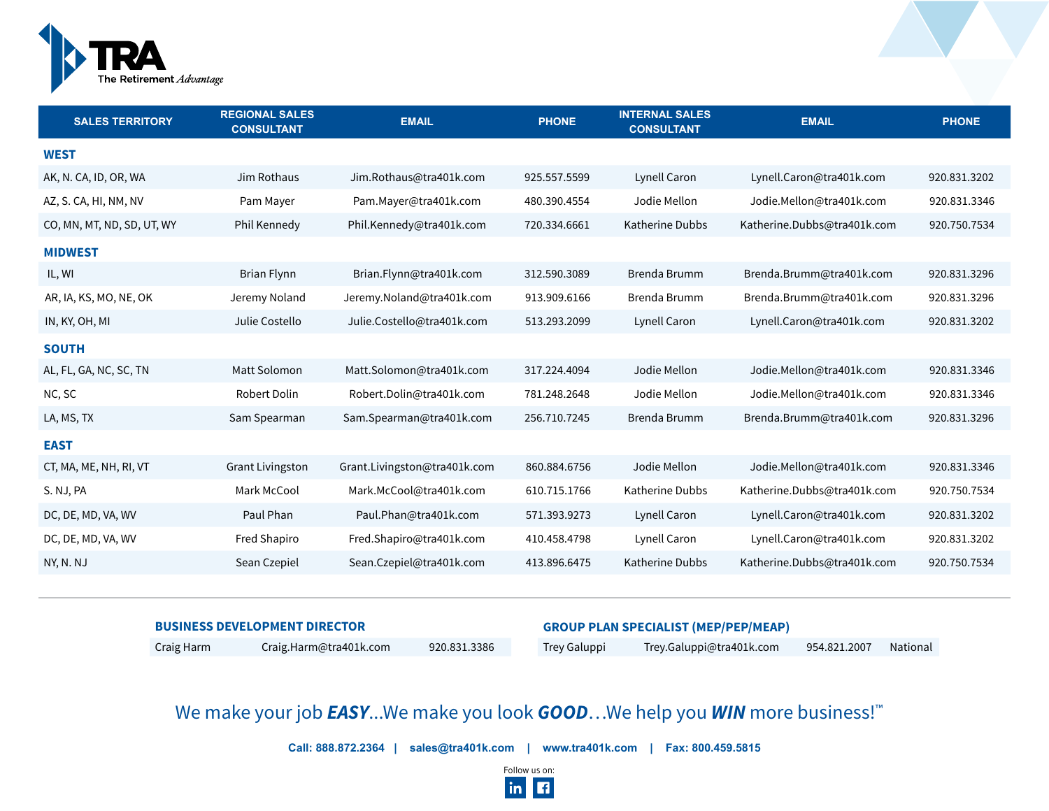TRA The Retirement *Advantage*

| SALES TERRITORY | REGIONAL SALES CONSULTANT | EMAIL | PHONE | INTERNAL SALES CONSULTANT | EMAIL | PHONE |
|---|---|---|---|---|---|---|
| **WEST** | | | | | | |
| AK, N. CA, ID, OR, WA | Jim Rothaus | Jim.Rothaus@tra401k.com | 925.557.5599 | Lynell Caron | Lynell.Caron@tra401k.com | 920.831.3202 |
| AZ, S. CA, HI, NM, NV | Pam Mayer | Pam.Mayer@tra401k.com | 480.390.4554 | Jodie Mellon | Jodie.Mellon@tra401k.com | 920.831.3346 |
| CO, MN, MT, ND, SD, UT, WY | Phil Kennedy | Phil.Kennedy@tra401k.com | 720.334.6661 | Katherine Dubbs | Katherine.Dubbs@tra401k.com | 920.750.7534 |
| **MIDWEST** | | | | | | |
| IL, WI | Brian Flynn | Brian.Flynn@tra401k.com | 312.590.3089 | Brenda Brumm | Brenda.Brumm@tra401k.com | 920.831.3296 |
| AR, IA, KS, MO, NE, OK | Jeremy Noland | Jeremy.Noland@tra401k.com | 913.909.6166 | Brenda Brumm | Brenda.Brumm@tra401k.com | 920.831.3296 |
| IN, KY, OH, MI | Julie Costello | Julie.Costello@tra401k.com | 513.293.2099 | Lynell Caron | Lynell.Caron@tra401k.com | 920.831.3202 |
| **SOUTH** | | | | | | |
| AL, FL, GA, NC, SC, TN | Matt Solomon | Matt.Solomon@tra401k.com | 317.224.4094 | Jodie Mellon | Jodie.Mellon@tra401k.com | 920.831.3346 |
| NC, SC | Robert Dolin | Robert.Dolin@tra401k.com | 781.248.2648 | Jodie Mellon | Jodie.Mellon@tra401k.com | 920.831.3346 |
| LA, MS, TX | Sam Spearman | Sam.Spearman@tra401k.com | 256.710.7245 | Brenda Brumm | Brenda.Brumm@tra401k.com | 920.831.3296 |
| **EAST** | | | | | | |
| CT, MA, ME, NH, RI, VT | Grant Livingston | Grant.Livingston@tra401k.com | 860.884.6756 | Jodie Mellon | Jodie.Mellon@tra401k.com | 920.831.3346 |
| S. NJ, PA | Mark McCool | Mark.McCool@tra401k.com | 610.715.1766 | Katherine Dubbs | Katherine.Dubbs@tra401k.com | 920.750.7534 |
| DC, DE, MD, VA, WV | Paul Phan | Paul.Phan@tra401k.com | 571.393.9273 | Lynell Caron | Lynell.Caron@tra401k.com | 920.831.3202 |
| DC, DE, MD, VA, WV | Fred Shapiro | Fred.Shapiro@tra401k.com | 410.458.4798 | Lynell Caron | Lynell.Caron@tra401k.com | 920.831.3202 |
| NY, N. NJ | Sean Czepiel | Sean.Czepiel@tra401k.com | 413.896.6475 | Katherine Dubbs | Katherine.Dubbs@tra401k.com | 920.750.7534 |

**BUSINESS DEVELOPMENT DIRECTOR**

| | | |
|---|---|---|
| Craig Harm | Craig.Harm@tra401k.com | 920.831.3386 |

**GROUP PLAN SPECIALIST (MEP/PEP/MEAP)**

| | | | |
|---|---|---|---|
| Trey Galuppi | Trey.Galuppi@tra401k.com | 954.821.2007 | National |

We make your job ***EASY***...We make you look ***GOOD***...We help you ***WIN*** more business!™

**Call: 888.872.2364 | sales@tra401k.com | www.tra401k.com | Fax: 800.459.5815**

Follow us on: